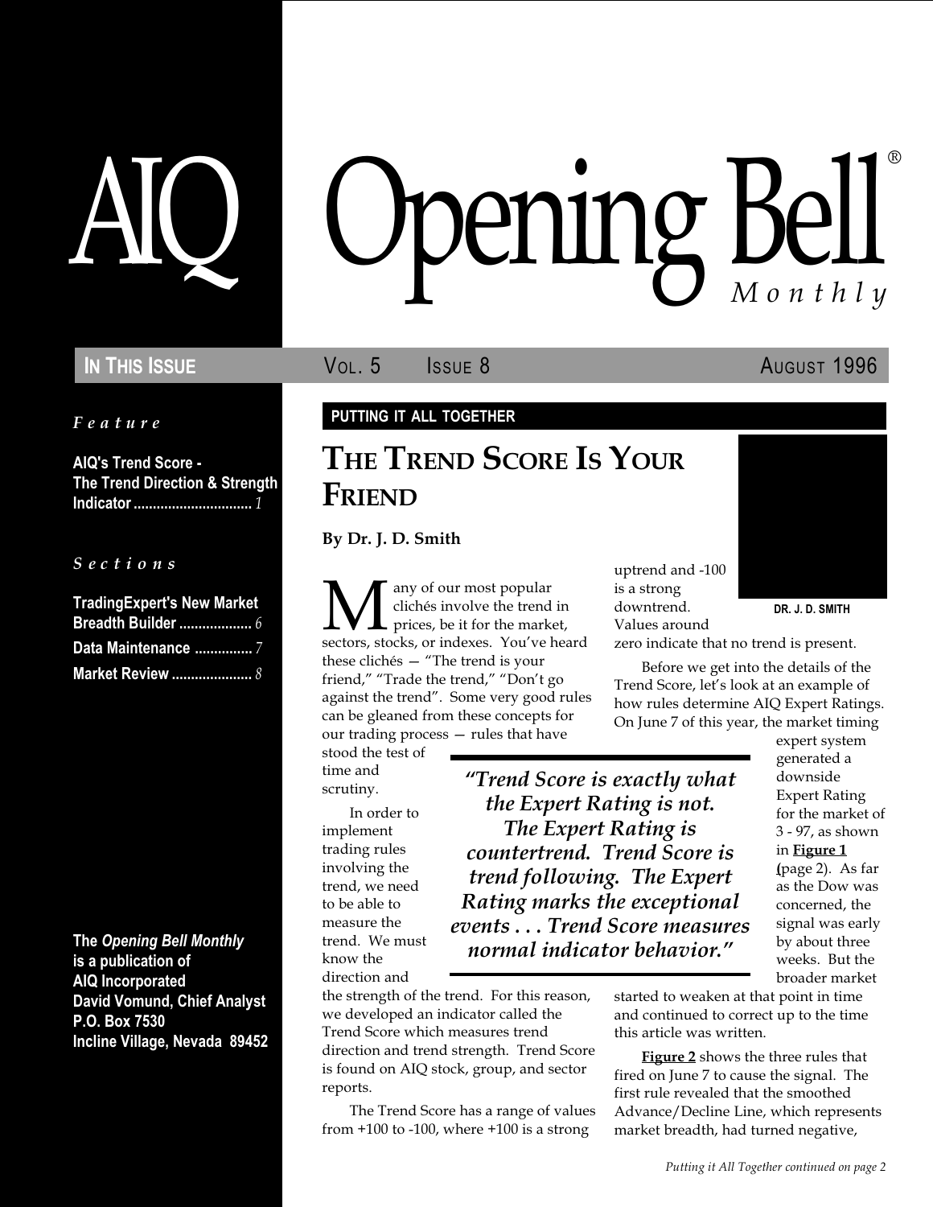# AIQ Opening Bell® Monthly

**IN THIS ISSUE** VOL. 5 ISSUE 8 AUGUST 1996

*Feature*

**AIQ's Trend Score - The Trend Direction & Strength Indicator** ............ *1*

*Sections*

**TradingExpert's New Market Breadth Builder** ............ *6*

**Data Maintenance** ............ *7*

**Market Review** ............ *8*

**The *Opening Bell Monthly* is a publication of AIQ Incorporated David Vomund, Chief Analyst P.O. Box 7530 Incline Village, Nevada 89452**

**PUTTING IT ALL TOGETHER**

## THE TREND SCORE IS YOUR FRIEND

**By Dr. J. D. Smith**

DR. J. D. SMITH

Many of our most popular clichés involve the trend in prices, be it for the market, sectors, stocks, or indexes. You've heard these clichés — "The trend is your friend," "Trade the trend," "Don't go against the trend". Some very good rules can be gleaned from these concepts for our trading process — rules that have stood the test of time and scrutiny.

In order to implement trading rules involving the trend, we need to be able to measure the trend. We must know the direction and the strength of the trend. For this reason, we developed an indicator called the Trend Score which measures trend direction and trend strength. Trend Score is found on AIQ stock, group, and sector reports.

The Trend Score has a range of values from +100 to -100, where +100 is a strong uptrend and -100 is a strong downtrend. Values around zero indicate that no trend is present.

> *"Trend Score is exactly what the Expert Rating is not. The Expert Rating is countertrend. Trend Score is trend following. The Expert Rating marks the exceptional events . . . Trend Score measures normal indicator behavior."*

Before we get into the details of the Trend Score, let's look at an example of how rules determine AIQ Expert Ratings. On June 7 of this year, the market timing expert system generated a downside Expert Rating for the market of 3 - 97, as shown in **Figure 1** (page 2). As far as the Dow was concerned, the signal was early by about three weeks. But the broader market started to weaken at that point in time and continued to correct up to the time this article was written.

**Figure 2** shows the three rules that fired on June 7 to cause the signal. The first rule revealed that the smoothed Advance/Decline Line, which represents market breadth, had turned negative,

*Putting it All Together continued on page 2*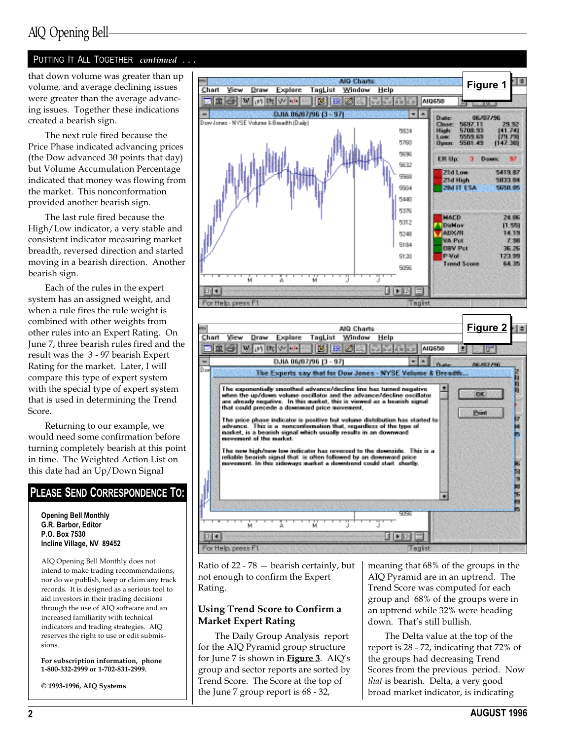## Putting It All Together *continued . . .*

that down volume was greater than up volume, and average declining issues were greater than the average advancing issues. Together these indications created a bearish sign.

The next rule fired because the Price Phase indicated advancing prices (the Dow advanced 30 points that day) but Volume Accumulation Percentage indicated that money was flowing from the market. This nonconformation provided another bearish sign.

The last rule fired because the High/Low indicator, a very stable and consistent indicator measuring market breadth, reversed direction and started moving in a bearish direction. Another bearish sign.

Each of the rules in the expert system has an assigned weight, and when a rule fires the rule weight is combined with other weights from other rules into an Expert Rating. On June 7, three bearish rules fired and the result was the 3 - 97 bearish Expert Rating for the market. Later, I will compare this type of expert system with the special type of expert system that is used in determining the Trend Score.

Returning to our example, we would need some confirmation before turning completely bearish at this point in time. The Weighted Action List on this date had an Up/Down Signal

Figure 1

Figure 2

Ratio of 22 - 78 — bearish certainly, but not enough to confirm the Expert Rating.

### Using Trend Score to Confirm a Market Expert Rating

The Daily Group Analysis report for the AIQ Pyramid group structure for June 7 is shown in **Figure 3**. AIQ's group and sector reports are sorted by Trend Score. The Score at the top of the June 7 group report is 68 - 32, meaning that 68% of the groups in the AIQ Pyramid are in an uptrend. The Trend Score was computed for each group and 68% of the groups were in an uptrend while 32% were heading down. That's still bullish.

The Delta value at the top of the report is 28 - 72, indicating that 72% of the groups had decreasing Trend Scores from the previous period. Now *that* is bearish. Delta, a very good broad market indicator, is indicating

## Please Send Correspondence To:

**Opening Bell Monthly**
**G.R. Barbor, Editor**
**P.O. Box 7530**
**Incline Village, NV 89452**

AIQ Opening Bell Monthly does not intend to make trading recommendations, nor do we publish, keep or claim any track records. It is designed as a serious tool to aid investors in their trading decisions through the use of AIQ software and an increased familiarity with technical indicators and trading strategies. AIQ reserves the right to use or edit submissions.

**For subscription information, phone 1-800-332-2999 or 1-702-831-2999.**

**© 1993-1996, AIQ Systems**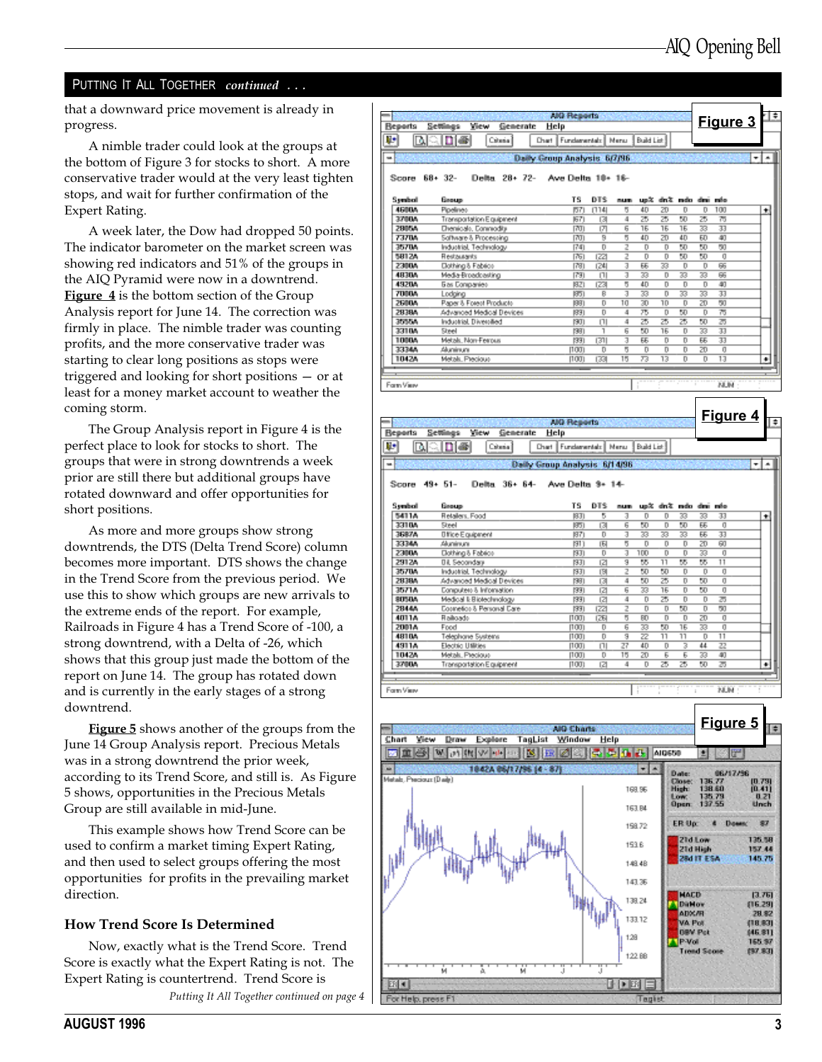## PUTTING IT ALL TOGETHER *continued . . .*

that a downward price movement is already in progress.

A nimble trader could look at the groups at the bottom of Figure 3 for stocks to short. A more conservative trader would at the very least tighten stops, and wait for further confirmation of the Expert Rating.

A week later, the Dow had dropped 50 points. The indicator barometer on the market screen was showing red indicators and 51% of the groups in the AIQ Pyramid were now in a downtrend. **Figure 4** is the bottom section of the Group Analysis report for June 14. The correction was firmly in place. The nimble trader was counting profits, and the more conservative trader was starting to clear long positions as stops were triggered and looking for short positions — or at least for a money market account to weather the coming storm.

The Group Analysis report in Figure 4 is the perfect place to look for stocks to short. The groups that were in strong downtrends a week prior are still there but additional groups have rotated downward and offer opportunities for short positions.

As more and more groups show strong downtrends, the DTS (Delta Trend Score) column becomes more important. DTS shows the change in the Trend Score from the previous period. We use this to show which groups are new arrivals to the extreme ends of the report. For example, Railroads in Figure 4 has a Trend Score of -100, a strong downtrend, with a Delta of -26, which shows that this group just made the bottom of the report on June 14. The group has rotated down and is currently in the early stages of a strong downtrend.

**Figure 5** shows another of the groups from the June 14 Group Analysis report. Precious Metals was in a strong downtrend the prior week, according to its Trend Score, and still is. As Figure 5 shows, opportunities in the Precious Metals Group are still available in mid-June.

This example shows how Trend Score can be used to confirm a market timing Expert Rating, and then used to select groups offering the most opportunities for profits in the prevailing market direction.

### How Trend Score Is Determined

Now, exactly what is the Trend Score. Trend Score is exactly what the Expert Rating is not. The Expert Rating is countertrend. Trend Score is

*Putting It All Together continued on page 4*

**Figure 3**

Daily Group Analysis 6/7/96

Score 68+ 32- Delta 28+ 72- Ave Delta 10+ 16-

| Symbol | Group | TS | DTS | num | up% | dn% | mdo | dmi | mfo |
|---|---|---|---|---|---|---|---|---|---|
| 4600A | Pipelines | (57) | (114) | 5 | 40 | 20 | 0 | 0 | 100 |
| 3700A | Transportation Equipment | (67) | (3) | 4 | 25 | 25 | 50 | 25 | 75 |
| 2865A | Chemicals, Commodity | (70) | (7) | 6 | 16 | 16 | 16 | 33 | 33 |
| 7370A | Software & Processing | (70) | 9 | 5 | 40 | 20 | 40 | 60 | 40 |
| 3570A | Industrial, Technology | (74) | 0 | 2 | 0 | 0 | 50 | 50 | 50 |
| 5812A | Restaurants | (76) | (22) | 2 | 0 | 0 | 50 | 50 | 0 |
| 2300A | Clothing & Fabrics | (78) | (24) | 3 | 66 | 33 | 0 | 0 | 66 |
| 4830A | Media-Broadcasting | (79) | (1) | 3 | 33 | 0 | 33 | 33 | 66 |
| 4920A | Gas Companies | (82) | (23) | 5 | 40 | 0 | 0 | 0 | 40 |
| 7000A | Lodging | (85) | 8 | 3 | 33 | 0 | 33 | 33 | 33 |
| 2600A | Paper & Forest Products | (88) | 0 | 10 | 30 | 10 | 0 | 20 | 50 |
| 2838A | Advanced Medical Devices | (89) | 0 | 4 | 75 | 0 | 50 | 0 | 75 |
| 3555A | Industrial, Diversified | (90) | (1) | 4 | 25 | 25 | 25 | 50 | 25 |
| 3310A | Steel | (98) | 1 | 6 | 50 | 16 | 0 | 33 | 33 |
| 1000A | Metals, Non-Ferrous | (99) | (31) | 3 | 66 | 0 | 0 | 66 | 33 |
| 3334A | Aluminum | (100) | 0 | 5 | 0 | 0 | 0 | 20 | 0 |
| 1042A | Metals, Precious | (100) | (33) | 15 | 73 | 13 | 0 | 0 | 13 |

**Figure 4**

Daily Group Analysis 6/14/96

Score 49+ 51- Delta 36+ 64- Ave Delta 9+ 14-

| Symbol | Group | TS | DTS | num | up% | dn% | mdo | dmi | mfo |
|---|---|---|---|---|---|---|---|---|---|
| 5411A | Retailers, Food | (83) | 5 | 3 | 0 | 0 | 33 | 33 | 33 |
| 3310A | Steel | (85) | (3) | 6 | 50 | 0 | 50 | 66 | 0 |
| 3687A | Office Equipment | (87) | 0 | 3 | 33 | 33 | 33 | 66 | 33 |
| 3334A | Aluminum | (91) | (8) | 5 | 0 | 0 | 0 | 20 | 60 |
| 2300A | Clothing & Fabrics | (93) | 0 | 3 | 100 | 0 | 0 | 33 | 0 |
| 2912A | Oil, Secondary | (93) | (2) | 9 | 55 | 11 | 55 | 55 | 11 |
| 3570A | Industrial, Technology | (93) | (9) | 2 | 50 | 50 | 0 | 0 | 0 |
| 2838A | Advanced Medical Devices | (98) | (3) | 4 | 50 | 25 | 0 | 50 | 0 |
| 3571A | Computers & Information | (99) | (2) | 6 | 33 | 16 | 0 | 50 | 0 |
| 8050A | Medical & Biotechnology | (99) | (2) | 4 | 0 | 25 | 0 | 0 | 25 |
| 2844A | Cosmetics & Personal Care | (99) | (22) | 2 | 0 | 0 | 50 | 0 | 50 |
| 4011A | Railroads | (100) | (26) | 5 | 80 | 0 | 0 | 20 | 0 |
| 2001A | Food | (100) | 0 | 6 | 33 | 50 | 16 | 33 | 0 |
| 4810A | Telephone Systems | (100) | 0 | 9 | 22 | 11 | 11 | 0 | 11 |
| 4911A | Electric Utilities | (100) | (1) | 27 | 40 | 0 | 3 | 44 | 22 |
| 1042A | Metals, Precious | (100) | 0 | 15 | 20 | 6 | 6 | 33 | 40 |
| 3700A | Transportation Equipment | (100) | (2) | 4 | 0 | 25 | 25 | 50 | 25 |

**Figure 5**

1042A 06/17/96 (4 - 87) — Metals, Precious (Daily)

Date: 06/17/96; Close: 136.77 (0.79); High: 138.60 (0.41); Low: 135.79 0.21; Open: 137.55 Unch

ER Up: 4 Down: 87

21d Low 135.58; 21d High 157.44; 28d IT ESA 145.75

MACD (3.76); DirMov (16.29); ADX/R 28.82; VA Pct (18.83); OBV Pct (46.81); P-Vol 165.97; Trend Score (97.83)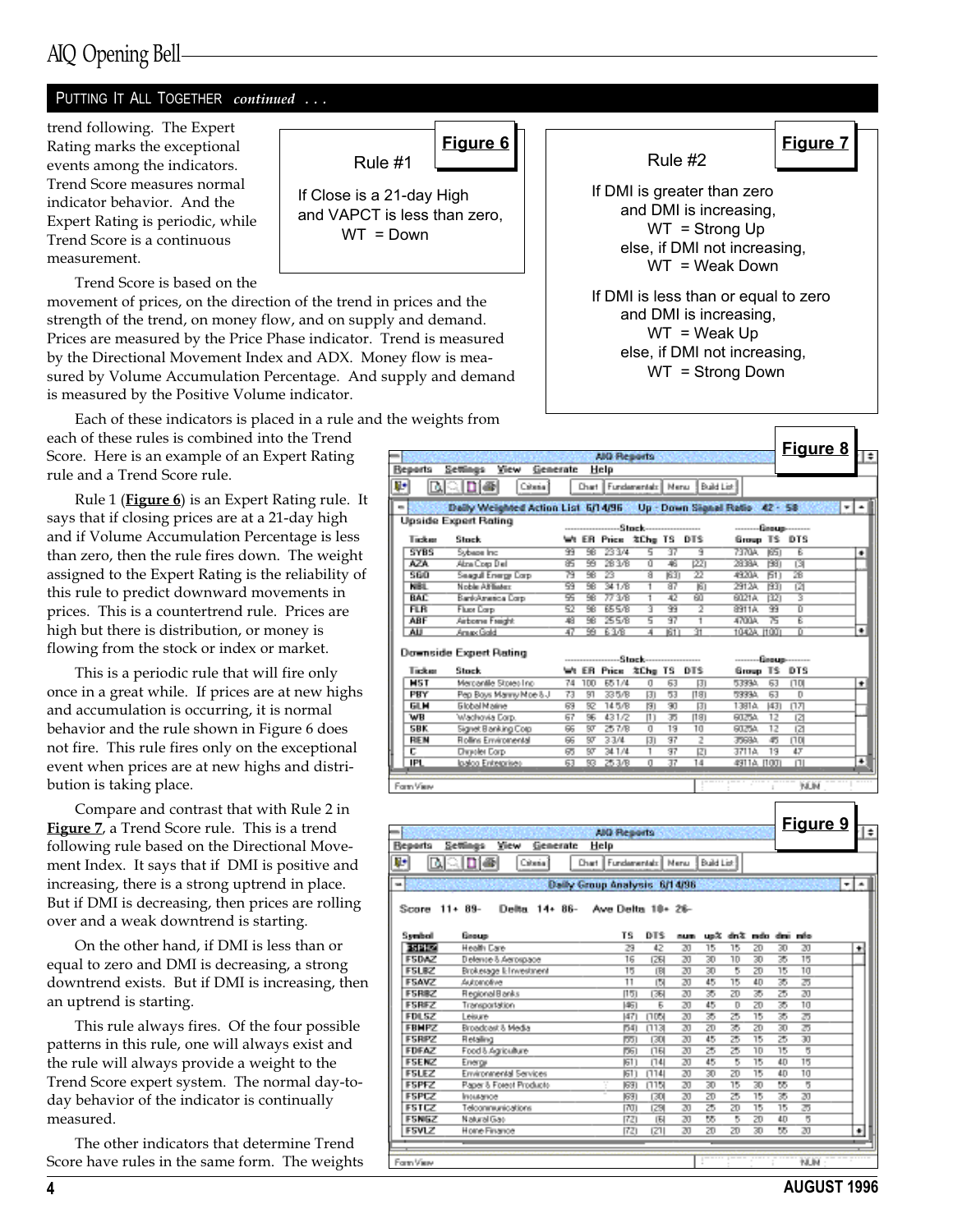PUTTING IT ALL TOGETHER *continued . . .*

trend following. The Expert Rating marks the exceptional events among the indicators. Trend Score measures normal indicator behavior. And the Expert Rating is periodic, while Trend Score is a continuous measurement.

Trend Score is based on the movement of prices, on the direction of the trend in prices and the strength of the trend, on money flow, and on supply and demand. Prices are measured by the Price Phase indicator. Trend is measured by the Directional Movement Index and ADX. Money flow is measured by Volume Accumulation Percentage. And supply and demand is measured by the Positive Volume indicator.

Each of these indicators is placed in a rule and the weights from each of these rules is combined into the Trend Score. Here is an example of an Expert Rating rule and a Trend Score rule.

Rule 1 (**Figure 6**) is an Expert Rating rule. It says that if closing prices are at a 21-day high and if Volume Accumulation Percentage is less than zero, then the rule fires down. The weight assigned to the Expert Rating is the reliability of this rule to predict downward movements in prices. This is a countertrend rule. Prices are high but there is distribution, or money is flowing from the stock or index or market.

This is a periodic rule that will fire only once in a great while. If prices are at new highs and accumulation is occurring, it is normal behavior and the rule shown in Figure 6 does not fire. This rule fires only on the exceptional event when prices are at new highs and distribution is taking place.

Compare and contrast that with Rule 2 in **Figure 7**, a Trend Score rule. This is a trend following rule based on the Directional Movement Index. It says that if DMI is positive and increasing, there is a strong uptrend in place. But if DMI is decreasing, then prices are rolling over and a weak downtrend is starting.

On the other hand, if DMI is less than or equal to zero and DMI is decreasing, a strong downtrend exists. But if DMI is increasing, then an uptrend is starting.

This rule always fires. Of the four possible patterns in this rule, one will always exist and the rule will always provide a weight to the Trend Score expert system. The normal day-to-day behavior of the indicator is continually measured.

The other indicators that determine Trend Score have rules in the same form. The weights

**Figure 6**

Rule #1

If Close is a 21-day High
and VAPCT is less than zero,
WT = Down

**Figure 7**

Rule #2

If DMI is greater than zero
and DMI is increasing,
WT = Strong Up
else, if DMI not increasing,
WT = Weak Down

If DMI is less than or equal to zero
and DMI is increasing,
WT = Weak Up
else, if DMI not increasing,
WT = Strong Down

**Figure 8**

AIQ Reports — Daily Weighted Action List 6/14/96 Up - Down Signal Ratio 42 - 58

Upside Expert Rating

| Ticker | Stock | Wt | ER | Price | %Chg | TS | DTS | Group | TS | DTS |
|---|---|---|---|---|---|---|---|---|---|---|
| SYBS | Sybase Inc | 99 | 98 | 23 3/4 | 5 | 37 | 9 | 7370A | (65) | 6 |
| AZA | Alza Corp Del | 85 | 99 | 28 3/8 | 0 | 46 | (22) | 2838A | (98) | (3) |
| SGO | Seagull Energy Corp | 79 | 98 | 23 | 8 | (63) | 22 | 4920A | (51) | 28 |
| NBL | Noble Affiliates | 59 | 98 | 34 1/8 | 1 | 87 | (6) | 2912A | (93) | (2) |
| BAC | BankAmerica Corp | 55 | 98 | 77 3/8 | 1 | 42 | 60 | 6021A | (32) | 3 |
| FLR | Fluor Corp | 52 | 98 | 65 5/8 | 3 | 99 | 2 | 8911A | 99 | 0 |
| ABF | Airborne Freight | 48 | 98 | 25 5/8 | 5 | 97 | 1 | 4700A | 75 | 6 |
| AU | Amax Gold | 47 | 99 | 6 3/8 | 4 | (61) | 31 | 1040A | (100) | 0 |

Downside Expert Rating

| Ticker | Stock | Wt | ER | Price | %Chg | TS | DTS | Group | TS | DTS |
|---|---|---|---|---|---|---|---|---|---|---|
| MST | Mercantile Stores Inc | 74 | 100 | 65 1/4 | 0 | 63 | (3) | 5399A | 63 | (10) |
| PBY | Pep Boys Manny Moe & J | 73 | 91 | 33 5/8 | (3) | 53 | (18) | 5999A | 63 | 0 |
| GLM | Global Marine | 69 | 92 | 14 5/8 | (9) | 90 | (3) | 1381A | (43) | (17) |
| WB | Wachovia Corp | 67 | 96 | 43 1/2 | (1) | 35 | (18) | 6025A | 12 | (2) |
| SBK | Signet Banking Corp | 66 | 97 | 25 7/8 | 0 | 19 | 10 | 6025A | 12 | (2) |
| REN | Rollins Environmental | 66 | 97 | 3 3/4 | (3) | 97 | 2 | 3569A | 45 | (10) |
| C | Chrysler Corp | 65 | 97 | 34 1/4 | 1 | 97 | (2) | 3711A | 19 | 47 |
| IPL | Ipalco Enterprises | 63 | 93 | 25 3/8 | 0 | 37 | 14 | 4911A | (100) | (1) |

**Figure 9**

AIQ Reports — Daily Group Analysis 6/14/96

Score 11+ 89- Delta 14+ 86- Ave Delta 10+ 26-

| Symbol | Group | TS | DTS | num | up% | dn% | mdo | dmi | mfo |
|---|---|---|---|---|---|---|---|---|---|
| FSPHZ | Health Care | 29 | 42 | 20 | 15 | 15 | 20 | 30 | 30 |
| FSDAZ | Defense & Aerospace | 16 | (26) | 20 | 30 | 10 | 30 | 35 | 15 |
| FSLBZ | Brokerage & Investment | 15 | (8) | 20 | 30 | 5 | 20 | 15 | 10 |
| FSAVZ | Automotive | 11 | (5) | 20 | 45 | 15 | 40 | 35 | 25 |
| FSRBZ | Regional Banks | (15) | (36) | 20 | 35 | 20 | 35 | 25 | 20 |
| FSRFZ | Transportation | (46) | 5 | 20 | 45 | 0 | 20 | 35 | 10 |
| FDLSZ | Leisure | (47) | (105) | 20 | 35 | 25 | 15 | 35 | 25 |
| FBMPZ | Broadcast & Media | (54) | (113) | 20 | 20 | 35 | 20 | 30 | 25 |
| FSRPZ | Retailing | (55) | (30) | 20 | 45 | 25 | 15 | 25 | 30 |
| FDFAZ | Food & Agriculture | (56) | (16) | 20 | 25 | 25 | 10 | 15 | 5 |
| FSENZ | Energy | (61) | (14) | 20 | 45 | 5 | 15 | 40 | 15 |
| FSLEZ | Environmental Services | (61) | (114) | 20 | 30 | 20 | 15 | 40 | 10 |
| FSPFZ | Paper & Forest Products | (69) | (115) | 20 | 30 | 15 | 30 | 55 | 5 |
| FSPCZ | Insurance | (69) | (30) | 20 | 20 | 25 | 15 | 35 | 20 |
| FSTCZ | Telecommunications | (70) | (29) | 20 | 25 | 20 | 15 | 15 | 25 |
| FSNGZ | Natural Gas | (72) | (6) | 20 | 55 | 5 | 20 | 40 | 5 |
| FSVLZ | Home Finance | (72) | (21) | 20 | 20 | 20 | 30 | 55 | 20 |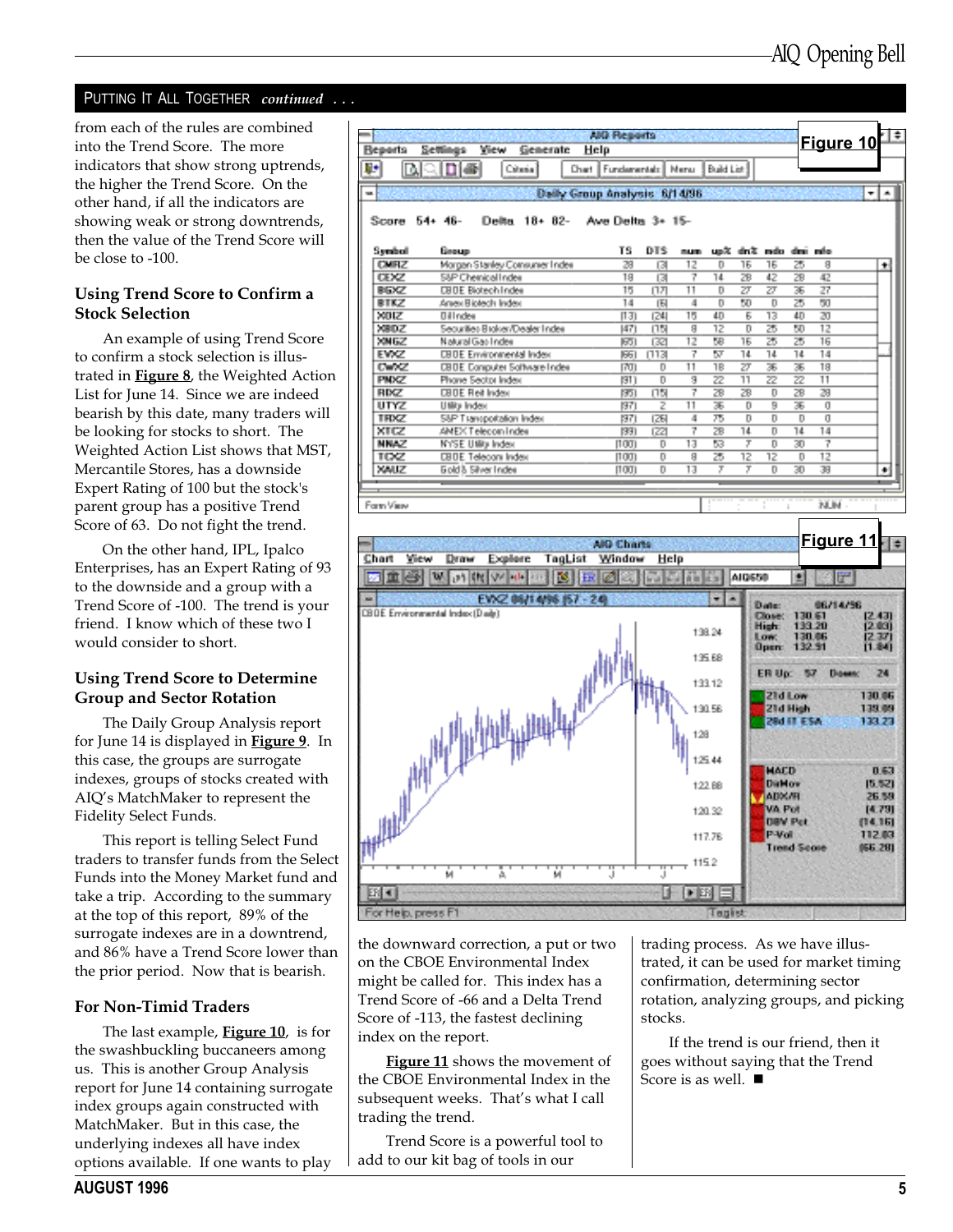## PUTTING IT ALL TOGETHER *continued . . .*

from each of the rules are combined into the Trend Score. The more indicators that show strong uptrends, the higher the Trend Score. On the other hand, if all the indicators are showing weak or strong downtrends, then the value of the Trend Score will be close to -100.

### Using Trend Score to Confirm a Stock Selection

An example of using Trend Score to confirm a stock selection is illustrated in **Figure 8**, the Weighted Action List for June 14. Since we are indeed bearish by this date, many traders will be looking for stocks to short. The Weighted Action List shows that MST, Mercantile Stores, has a downside Expert Rating of 100 but the stock's parent group has a positive Trend Score of 63. Do not fight the trend.

On the other hand, IPL, Ipalco Enterprises, has an Expert Rating of 93 to the downside and a group with a Trend Score of -100. The trend is your friend. I know which of these two I would consider to short.

### Using Trend Score to Determine Group and Sector Rotation

The Daily Group Analysis report for June 14 is displayed in **Figure 9**. In this case, the groups are surrogate indexes, groups of stocks created with AIQ's MatchMaker to represent the Fidelity Select Funds.

This report is telling Select Fund traders to transfer funds from the Select Funds into the Money Market fund and take a trip. According to the summary at the top of this report, 89% of the surrogate indexes are in a downtrend, and 86% have a Trend Score lower than the prior period. Now that is bearish.

### For Non-Timid Traders

The last example, **Figure 10**, is for the swashbuckling buccaneers among us. This is another Group Analysis report for June 14 containing surrogate index groups again constructed with MatchMaker. But in this case, the underlying indexes all have index options available. If one wants to play

**Figure 10**

Daily Group Analysis 6/14/96

Score 54+ 46- Delta 18+ 82- Ave Delta 3+ 15-

| Symbol | Group | TS | DTS | num | up% | dn% | mdo | dmi | mfo |
|---|---|---|---|---|---|---|---|---|---|
| CMRZ | Morgan Stanley Consumer Index | 28 | (3) | 12 | 0 | 16 | 16 | 25 | 8 |
| CEXZ | S&P Chemical Index | 18 | (3) | 7 | 14 | 28 | 42 | 28 | 42 |
| BGXZ | CBOE Biotech Index | 15 | (17) | 11 | 0 | 27 | 27 | 36 | 27 |
| BTKZ | Amex Biotech Index | 14 | (6) | 4 | 0 | 50 | 0 | 25 | 50 |
| XOIZ | Oil Index | (13) | (24) | 15 | 40 | 6 | 13 | 40 | 20 |
| XBDZ | Securities Broker/Dealer Index | (47) | (15) | 8 | 12 | 0 | 25 | 50 | 12 |
| XNGZ | Natural Gas Index | (65) | (32) | 12 | 58 | 16 | 25 | 25 | 16 |
| EVXZ | CBOE Environmental Index | (66) | (113) | 7 | 57 | 14 | 14 | 14 | 14 |
| CWXZ | CBOE Computer Software Index | (70) | 0 | 11 | 18 | 27 | 36 | 36 | 18 |
| PNXZ | Phone Sector Index | (91) | 0 | 9 | 22 | 11 | 22 | 22 | 11 |
| RIXZ | CBOE Real Index | (95) | (15) | 7 | 28 | 28 | 0 | 28 | 28 |
| UTYZ | Utility Index | (97) | 2 | 11 | 36 | 0 | 9 | 36 | 0 |
| TRXZ | S&P Transportation Index | (97) | (26) | 4 | 75 | 0 | 0 | 0 | 0 |
| XTCZ | AMEX Telecom Index | (99) | (22) | 7 | 28 | 14 | 0 | 14 | 14 |
| NNAZ | NYSE Utility Index | (100) | 0 | 13 | 53 | 7 | 0 | 30 | 7 |
| TCXZ | CBOE Telecom Index | (100) | 0 | 8 | 25 | 12 | 12 | 0 | 12 |
| XAUZ | Gold & Silver Index | (100) | 0 | 13 | 7 | 7 | 0 | 30 | 38 |

**Figure 11**

the downward correction, a put or two on the CBOE Environmental Index might be called for. This index has a Trend Score of -66 and a Delta Trend Score of -113, the fastest declining index on the report.

**Figure 11** shows the movement of the CBOE Environmental Index in the subsequent weeks. That's what I call trading the trend.

Trend Score is a powerful tool to add to our kit bag of tools in our trading process. As we have illustrated, it can be used for market timing confirmation, determining sector rotation, analyzing groups, and picking stocks.

If the trend is our friend, then it goes without saying that the Trend Score is as well. ■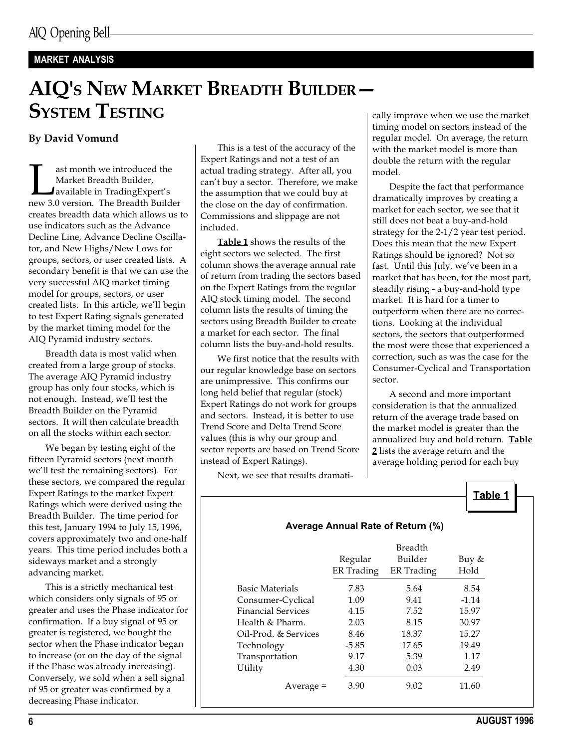MARKET ANALYSIS

# AIQ's New Market Breadth Builder— System Testing

**By David Vomund**

Last month we introduced the Market Breadth Builder, available in TradingExpert's new 3.0 version. The Breadth Builder creates breadth data which allows us to use indicators such as the Advance Decline Line, Advance Decline Oscillator, and New Highs/New Lows for groups, sectors, or user created lists. A secondary benefit is that we can use the very successful AIQ market timing model for groups, sectors, or user created lists. In this article, we'll begin to test Expert Rating signals generated by the market timing model for the AIQ Pyramid industry sectors.

Breadth data is most valid when created from a large group of stocks. The average AIQ Pyramid industry group has only four stocks, which is not enough. Instead, we'll test the Breadth Builder on the Pyramid sectors. It will then calculate breadth on all the stocks within each sector.

We began by testing eight of the fifteen Pyramid sectors (next month we'll test the remaining sectors). For these sectors, we compared the regular Expert Ratings to the market Expert Ratings which were derived using the Breadth Builder. The time period for this test, January 1994 to July 15, 1996, covers approximately two and one-half years. This time period includes both a sideways market and a strongly advancing market.

This is a strictly mechanical test which considers only signals of 95 or greater and uses the Phase indicator for confirmation. If a buy signal of 95 or greater is registered, we bought the sector when the Phase indicator began to increase (or on the day of the signal if the Phase was already increasing). Conversely, we sold when a sell signal of 95 or greater was confirmed by a decreasing Phase indicator.

This is a test of the accuracy of the Expert Ratings and not a test of an actual trading strategy. After all, you can't buy a sector. Therefore, we make the assumption that we could buy at the close on the day of confirmation. Commissions and slippage are not included.

**Table 1** shows the results of the eight sectors we selected. The first column shows the average annual rate of return from trading the sectors based on the Expert Ratings from the regular AIQ stock timing model. The second column lists the results of timing the sectors using Breadth Builder to create a market for each sector. The final column lists the buy-and-hold results.

We first notice that the results with our regular knowledge base on sectors are unimpressive. This confirms our long held belief that regular (stock) Expert Ratings do not work for groups and sectors. Instead, it is better to use Trend Score and Delta Trend Score values (this is why our group and sector reports are based on Trend Score instead of Expert Ratings).

Next, we see that results dramatically improve when we use the market timing model on sectors instead of the regular model. On average, the return with the market model is more than double the return with the regular model.

Despite the fact that performance dramatically improves by creating a market for each sector, we see that it still does not beat a buy-and-hold strategy for the 2-1/2 year test period. Does this mean that the new Expert Ratings should be ignored? Not so fast. Until this July, we've been in a market that has been, for the most part, steadily rising - a buy-and-hold type market. It is hard for a timer to outperform when there are no corrections. Looking at the individual sectors, the sectors that outperformed the most were those that experienced a correction, such as was the case for the Consumer-Cyclical and Transportation sector.

A second and more important consideration is that the annualized return of the average trade based on the market model is greater than the annualized buy and hold return. **Table 2** lists the average return and the average holding period for each buy

**Table 1**

**Average Annual Rate of Return (%)**

| | Regular ER Trading | Breadth Builder ER Trading | Buy & Hold |
|---|---|---|---|
| Basic Materials | 7.83 | 5.64 | 8.54 |
| Consumer-Cyclical | 1.09 | 9.41 | -1.14 |
| Financial Services | 4.15 | 7.52 | 15.97 |
| Health & Pharm. | 2.03 | 8.15 | 30.97 |
| Oil-Prod. & Services | 8.46 | 18.37 | 15.27 |
| Technology | -5.85 | 17.65 | 19.49 |
| Transportation | 9.17 | 5.39 | 1.17 |
| Utility | 4.30 | 0.03 | 2.49 |
| Average = | 3.90 | 9.02 | 11.60 |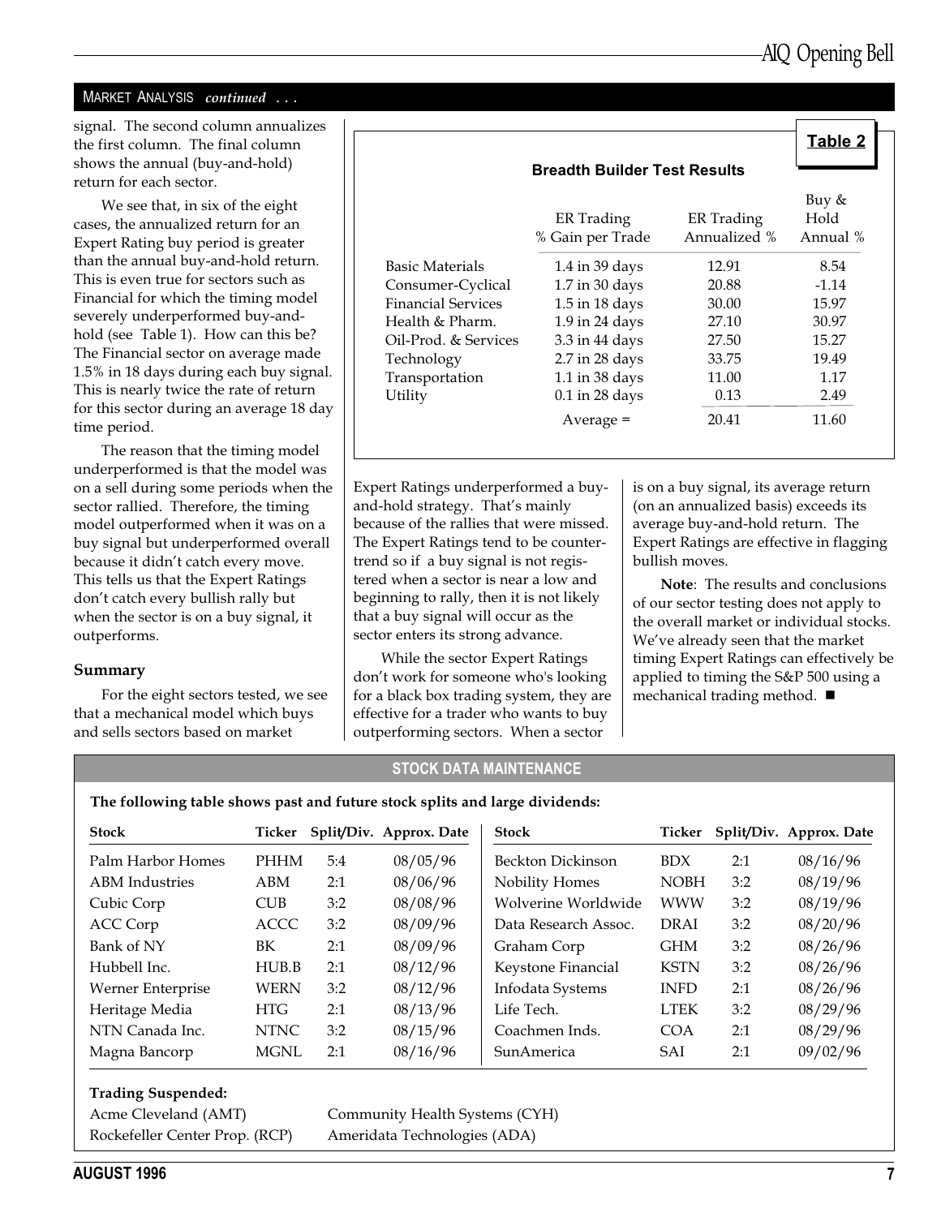## MARKET ANALYSIS *continued . . .*

signal. The second column annualizes the first column. The final column shows the annual (buy-and-hold) return for each sector.

We see that, in six of the eight cases, the annualized return for an Expert Rating buy period is greater than the annual buy-and-hold return. This is even true for sectors such as Financial for which the timing model severely underperformed buy-and-hold (see Table 1). How can this be? The Financial sector on average made 1.5% in 18 days during each buy signal. This is nearly twice the rate of return for this sector during an average 18 day time period.

The reason that the timing model underperformed is that the model was on a sell during some periods when the sector rallied. Therefore, the timing model outperformed when it was on a buy signal but underperformed overall because it didn't catch every move. This tells us that the Expert Ratings don't catch every bullish rally but when the sector is on a buy signal, it outperforms.

**Table 2**

**Breadth Builder Test Results**

| | ER Trading % Gain per Trade | ER Trading Annualized % | Buy & Hold Annual % |
|---|---|---|---|
| Basic Materials | 1.4 in 39 days | 12.91 | 8.54 |
| Consumer-Cyclical | 1.7 in 30 days | 20.88 | -1.14 |
| Financial Services | 1.5 in 18 days | 30.00 | 15.97 |
| Health & Pharm. | 1.9 in 24 days | 27.10 | 30.97 |
| Oil-Prod. & Services | 3.3 in 44 days | 27.50 | 15.27 |
| Technology | 2.7 in 28 days | 33.75 | 19.49 |
| Transportation | 1.1 in 38 days | 11.00 | 1.17 |
| Utility | 0.1 in 28 days | 0.13 | 2.49 |
| | Average = | 20.41 | 11.60 |

### Summary

For the eight sectors tested, we see that a mechanical model which buys and sells sectors based on market Expert Ratings underperformed a buy-and-hold strategy. That's mainly because of the rallies that were missed. The Expert Ratings tend to be counter-trend so if a buy signal is not registered when a sector is near a low and beginning to rally, then it is not likely that a buy signal will occur as the sector enters its strong advance.

While the sector Expert Ratings don't work for someone who's looking for a black box trading system, they are effective for a trader who wants to buy outperforming sectors. When a sector is on a buy signal, its average return (on an annualized basis) exceeds its average buy-and-hold return. The Expert Ratings are effective in flagging bullish moves.

**Note**: The results and conclusions of our sector testing does not apply to the overall market or individual stocks. We've already seen that the market timing Expert Ratings can effectively be applied to timing the S&P 500 using a mechanical trading method. ■

## STOCK DATA MAINTENANCE

**The following table shows past and future stock splits and large dividends:**

| Stock | Ticker | Split/Div. | Approx. Date |
|---|---|---|---|
| Palm Harbor Homes | PHHM | 5:4 | 08/05/96 |
| ABM Industries | ABM | 2:1 | 08/06/96 |
| Cubic Corp | CUB | 3:2 | 08/08/96 |
| ACC Corp | ACCC | 3:2 | 08/09/96 |
| Bank of NY | BK | 2:1 | 08/09/96 |
| Hubbell Inc. | HUB.B | 2:1 | 08/12/96 |
| Werner Enterprise | WERN | 3:2 | 08/12/96 |
| Heritage Media | HTG | 2:1 | 08/13/96 |
| NTN Canada Inc. | NTNC | 3:2 | 08/15/96 |
| Magna Bancorp | MGNL | 2:1 | 08/16/96 |
| Beckton Dickinson | BDX | 2:1 | 08/16/96 |
| Nobility Homes | NOBH | 3:2 | 08/19/96 |
| Wolverine Worldwide | WWW | 3:2 | 08/19/96 |
| Data Research Assoc. | DRAI | 3:2 | 08/20/96 |
| Graham Corp | GHM | 3:2 | 08/26/96 |
| Keystone Financial | KSTN | 3:2 | 08/26/96 |
| Infodata Systems | INFD | 2:1 | 08/26/96 |
| Life Tech. | LTEK | 3:2 | 08/29/96 |
| Coachmen Inds. | COA | 2:1 | 08/29/96 |
| SunAmerica | SAI | 2:1 | 09/02/96 |

**Trading Suspended:**

Acme Cleveland (AMT)
Rockefeller Center Prop. (RCP)
Community Health Systems (CYH)
Ameridata Technologies (ADA)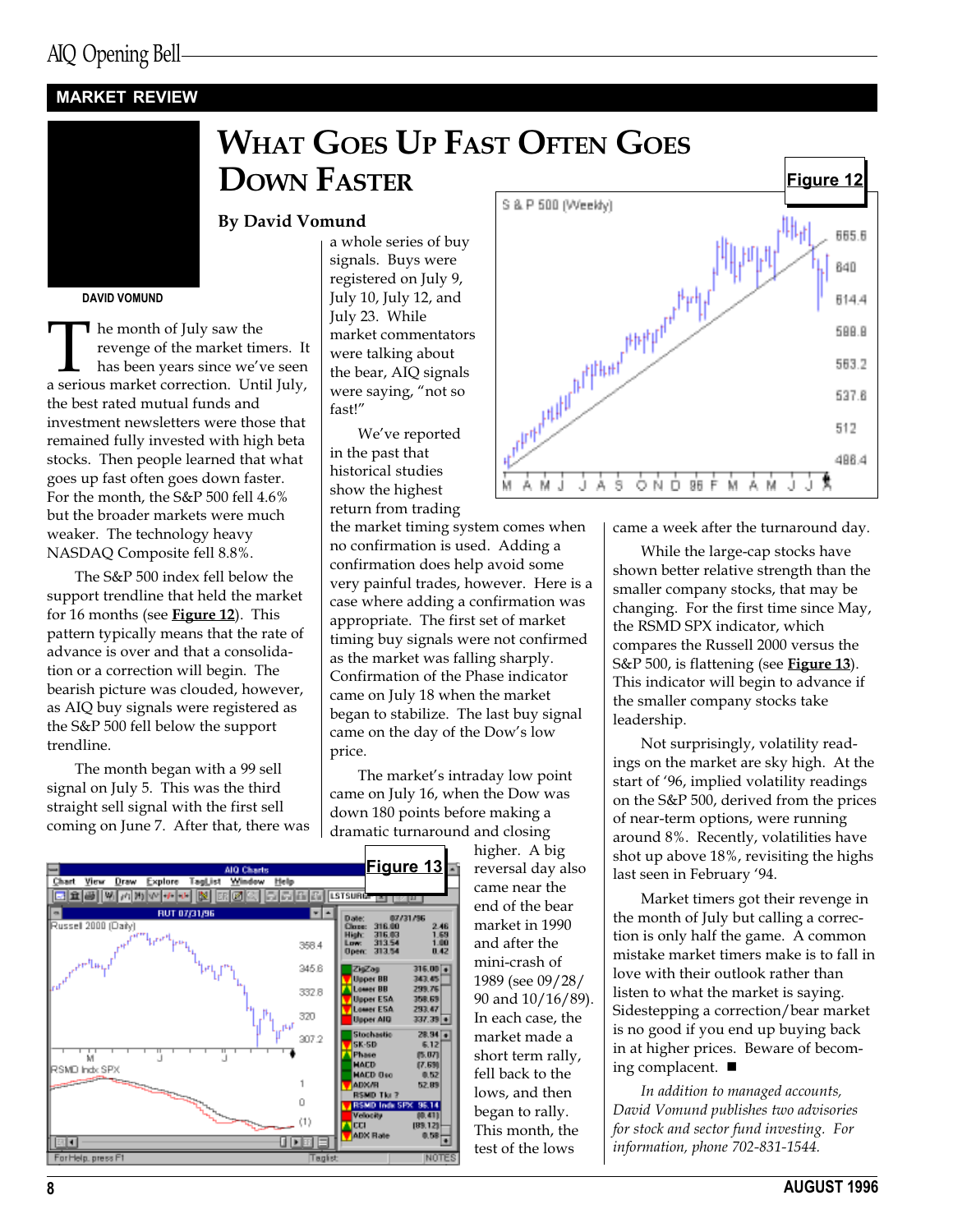## MARKET REVIEW

# What Goes Up Fast Often Goes Down Faster

**By David Vomund**

DAVID VOMUND

The month of July saw the revenge of the market timers. It has been years since we've seen a serious market correction. Until July, the best rated mutual funds and investment newsletters were those that remained fully invested with high beta stocks. Then people learned that what goes up fast often goes down faster. For the month, the S&P 500 fell 4.6% but the broader markets were much weaker. The technology heavy NASDAQ Composite fell 8.8%.

The S&P 500 index fell below the support trendline that held the market for 16 months (see **Figure 12**). This pattern typically means that the rate of advance is over and that a consolidation or a correction will begin. The bearish picture was clouded, however, as AIQ buy signals were registered as the S&P 500 fell below the support trendline.

The month began with a 99 sell signal on July 5. This was the third straight sell signal with the first sell coming on June 7. After that, there was a whole series of buy signals. Buys were registered on July 9, July 10, July 12, and July 23. While market commentators were talking about the bear, AIQ signals were saying, "not so fast!"

We've reported in the past that historical studies show the highest return from trading the market timing system comes when no confirmation is used. Adding a confirmation does help avoid some very painful trades, however. Here is a case where adding a confirmation was appropriate. The first set of market timing buy signals were not confirmed as the market was falling sharply. Confirmation of the Phase indicator came on July 18 when the market began to stabilize. The last buy signal came on the day of the Dow's low price.

The market's intraday low point came on July 16, when the Dow was down 180 points before making a dramatic turnaround and closing higher. A big reversal day also came near the end of the bear market in 1990 and after the mini-crash of 1989 (see 09/28/90 and 10/16/89). In each case, the market made a short term rally, fell back to the lows, and then began to rally. This month, the test of the lows came a week after the turnaround day.

**Figure 12**

S & P 500 (Weekly)

665.6
640
614.4
588.8
563.2
537.6
512
486.4

M A M J J A S O N D 96 F M A M J J A

While the large-cap stocks have shown better relative strength than the smaller company stocks, that may be changing. For the first time since May, the RSMD SPX indicator, which compares the Russell 2000 versus the S&P 500, is flattening (see **Figure 13**). This indicator will begin to advance if the smaller company stocks take leadership.

**Figure 13**

AIQ Charts
Chart View Draw Explore TagList Window Help
RUT 07/31/96
Russell 2000 (Daily)
358.4
345.6
332.8
320
307.2
M J J
RSMD Indx SPX
1
0
(1)
Date: 07/31/96
Close: 316.00 2.46
High: 316.03 1.69
Low: 313.54 1.80
Open: 313.54 0.42
ZigZag 316.00
Upper BB 343.45
Lower BB 299.76
Upper ESA 358.69
Lower ESA 293.47
Upper AIQ 337.39
Stochastic 28.94
SK-SD 6.12
Phase (5.07)
MACD (7.69)
MACD Osc 0.52
ADX/R 52.89
RSMD Tkr ?
RSMD Indx SPX 96.14
Velocity (0.41)
CCI (89.12)
ADX Rate 0.58
For Help, press F1 Taglist NOTES

Not surprisingly, volatility readings on the market are sky high. At the start of '96, implied volatility readings on the S&P 500, derived from the prices of near-term options, were running around 8%. Recently, volatilities have shot up above 18%, revisiting the highs last seen in February '94.

Market timers got their revenge in the month of July but calling a correction is only half the game. A common mistake market timers make is to fall in love with their outlook rather than listen to what the market is saying. Sidestepping a correction/bear market is no good if you end up buying back in at higher prices. Beware of becoming complacent. ■

*In addition to managed accounts, David Vomund publishes two advisories for stock and sector fund investing. For information, phone 702-831-1544.*